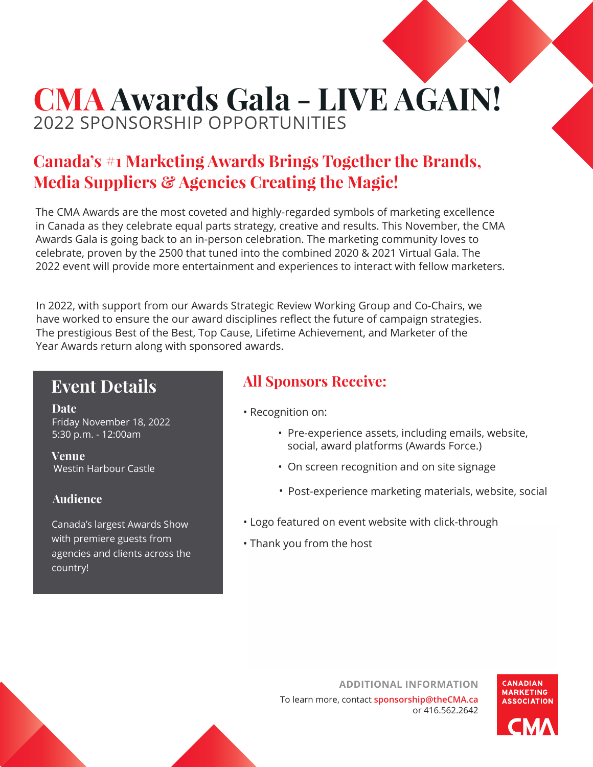# CMA Awards Gala - LIVE AGAIN!

2022 SPONSORSHIP OPPORTUNITIES

## Canada's #1 Marketing Awards Brings Together the Brands, Media Suppliers & Agencies Creating the Magic!

The CMA Awards are the most coveted and highly-regarded symbols of marketing excellence in Canada as they celebrate equal parts strategy, creative and results. This November, the CMA Awards Gala is going back to an in-person celebration. The marketing community loves to celebrate, proven by the 2500 that tuned into the combined 2020 & 2021 Virtual Gala. The 2022 event will provide more entertainment and experiences to interact with fellow marketers.

In 2022, with support from our Awards Strategic Review Working Group and Co-Chairs, we have worked to ensure the our award disciplines reflect the future of campaign strategies. The prestigious Best of the Best, Top Cause, Lifetime Achievement, and Marketer of the Year Awards return along with sponsored awards.

### Event Details

**Date**
Friday November 18, 2022
5:30 p.m. - 12:00am

**Venue**
Westin Harbour Castle

**Audience**

Canada's largest Awards Show with premiere guests from agencies and clients across the country!

### All Sponsors Receive:

- Recognition on:
  - Pre-experience assets, including emails, website, social, award platforms (Awards Force.)
  - On screen recognition and on site signage
  - Post-experience marketing materials, website, social
- Logo featured on event website with click-through
- Thank you from the host

**ADDITIONAL INFORMATION**

To learn more, contact sponsorship@theCMA.ca or 416.562.2642

CANADIAN MARKETING ASSOCIATION
CMA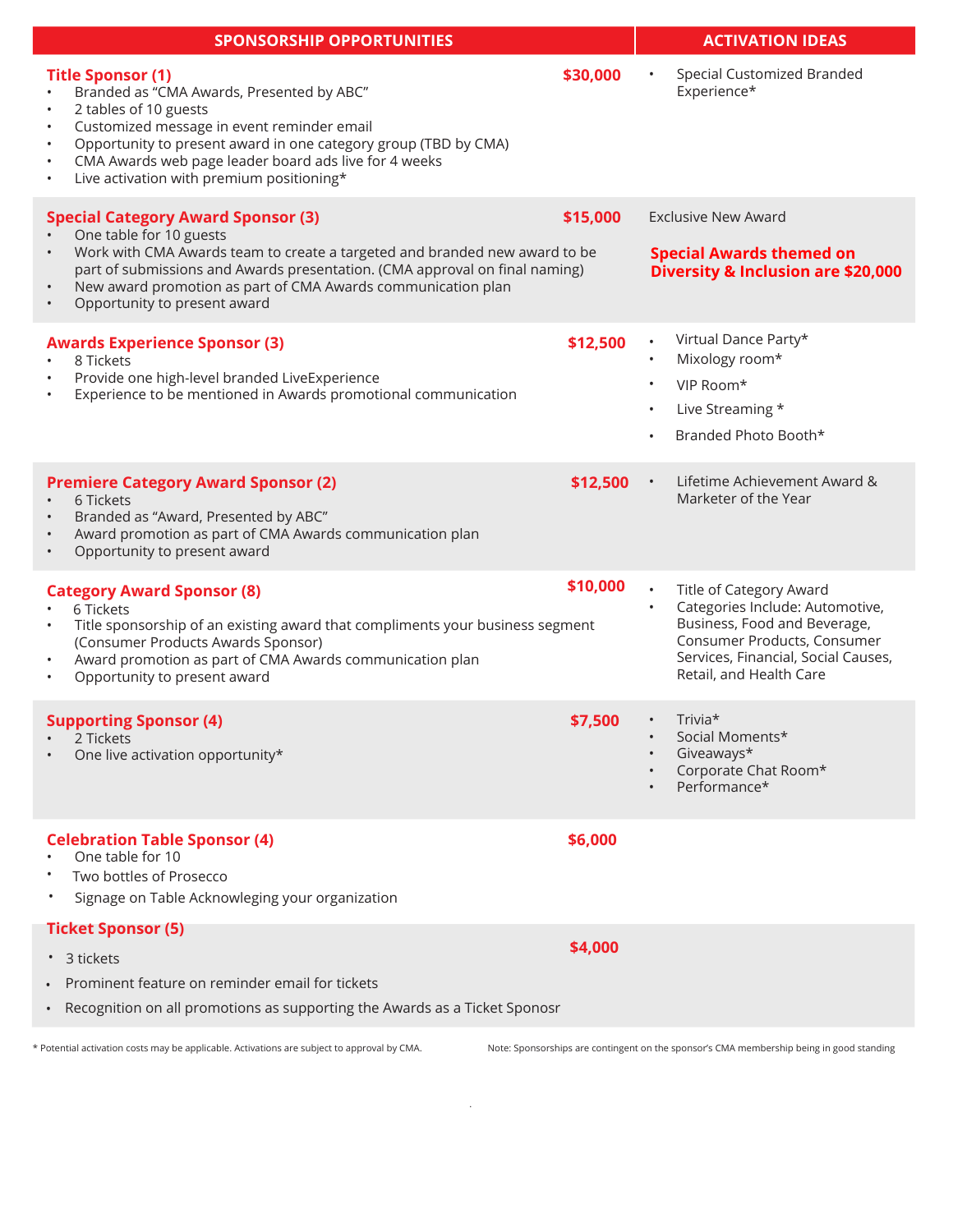| SPONSORSHIP OPPORTUNITIES | | ACTIVATION IDEAS |
|---|---|---|
| **Title Sponsor (1)**<br>• Branded as “CMA Awards, Presented by ABC”<br>• 2 tables of 10 guests<br>• Customized message in event reminder email<br>• Opportunity to present award in one category group (TBD by CMA)<br>• CMA Awards web page leader board ads live for 4 weeks<br>• Live activation with premium positioning* | **$30,000** | • Special Customized Branded Experience* |
| **Special Category Award Sponsor (3)**<br>• One table for 10 guests<br>• Work with CMA Awards team to create a targeted and branded new award to be part of submissions and Awards presentation. (CMA approval on final naming)<br>• New award promotion as part of CMA Awards communication plan<br>• Opportunity to present award | **$15,000** | Exclusive New Award<br><br>**Special Awards themed on Diversity & Inclusion are $20,000** |
| **Awards Experience Sponsor (3)**<br>• 8 Tickets<br>• Provide one high-level branded LiveExperience<br>• Experience to be mentioned in Awards promotional communication | **$12,500** | • Virtual Dance Party*<br>• Mixology room*<br>• VIP Room*<br>• Live Streaming *<br>• Branded Photo Booth* |
| **Premiere Category Award Sponsor (2)**<br>• 6 Tickets<br>• Branded as “Award, Presented by ABC”<br>• Award promotion as part of CMA Awards communication plan<br>• Opportunity to present award | **$12,500** | • Lifetime Achievement Award & Marketer of the Year |
| **Category Award Sponsor (8)**<br>• 6 Tickets<br>• Title sponsorship of an existing award that compliments your business segment (Consumer Products Awards Sponsor)<br>• Award promotion as part of CMA Awards communication plan<br>• Opportunity to present award | **$10,000** | • Title of Category Award<br>• Categories Include: Automotive, Business, Food and Beverage, Consumer Products, Consumer Services, Financial, Social Causes, Retail, and Health Care |
| **Supporting Sponsor (4)**<br>• 2 Tickets<br>• One live activation opportunity* | **$7,500** | • Trivia*<br>• Social Moments*<br>• Giveaways*<br>• Corporate Chat Room*<br>• Performance* |
| **Celebration Table Sponsor (4)**<br>• One table for 10<br>• Two bottles of Prosecco<br>• Signage on Table Acknowleging your organization | **$6,000** | |
| **Ticket Sponsor (5)**<br>• 3 tickets<br>• Prominent feature on reminder email for tickets<br>• Recognition on all promotions as supporting the Awards as a Ticket Sponosr | **$4,000** | |

\* Potential activation costs may be applicable. Activations are subject to approval by CMA.

Note: Sponsorships are contingent on the sponsor's CMA membership being in good standing